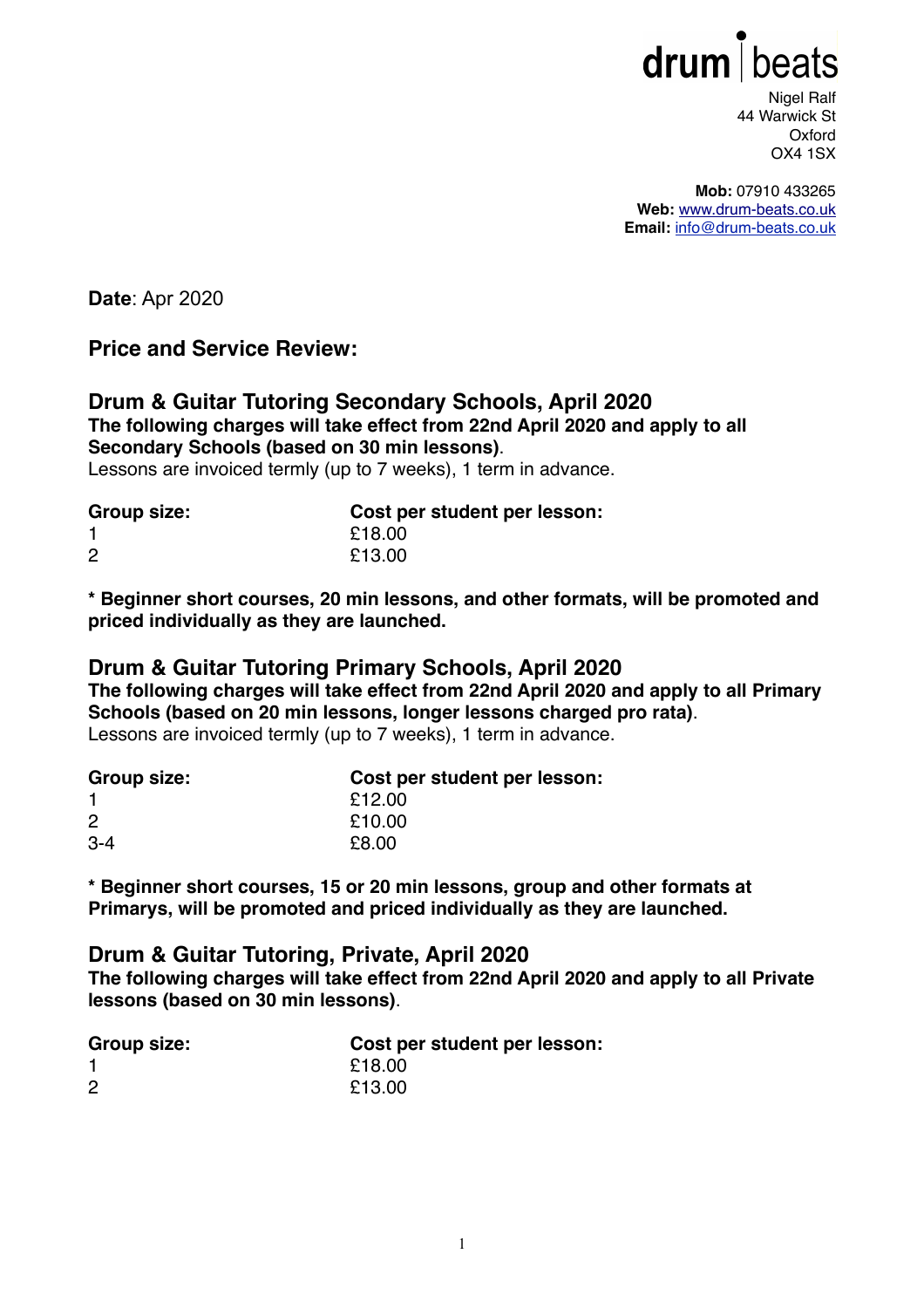drum | beats

Nigel Ralf
44 Warwick St
Oxford
OX4 1SX

**Mob:** 07910 433265
**Web:** www.drum-beats.co.uk
**Email:** info@drum-beats.co.uk

**Date**: Apr 2020

## Price and Service Review:

## Drum & Guitar Tutoring Secondary Schools, April 2020

**The following charges will take effect from 22nd April 2020 and apply to all Secondary Schools (based on 30 min lessons)**.
Lessons are invoiced termly (up to 7 weeks), 1 term in advance.

| Group size: | Cost per student per lesson: |
|---|---|
| 1 | £18.00 |
| 2 | £13.00 |

**\* Beginner short courses, 20 min lessons, and other formats, will be promoted and priced individually as they are launched.**

## Drum & Guitar Tutoring Primary Schools, April 2020

**The following charges will take effect from 22nd April 2020 and apply to all Primary Schools (based on 20 min lessons, longer lessons charged pro rata)**.
Lessons are invoiced termly (up to 7 weeks), 1 term in advance.

| Group size: | Cost per student per lesson: |
|---|---|
| 1 | £12.00 |
| 2 | £10.00 |
| 3-4 | £8.00 |

**\* Beginner short courses, 15 or 20 min lessons, group and other formats at Primarys, will be promoted and priced individually as they are launched.**

## Drum & Guitar Tutoring, Private, April 2020

**The following charges will take effect from 22nd April 2020 and apply to all Private lessons (based on 30 min lessons)**.

| Group size: | Cost per student per lesson: |
|---|---|
| 1 | £18.00 |
| 2 | £13.00 |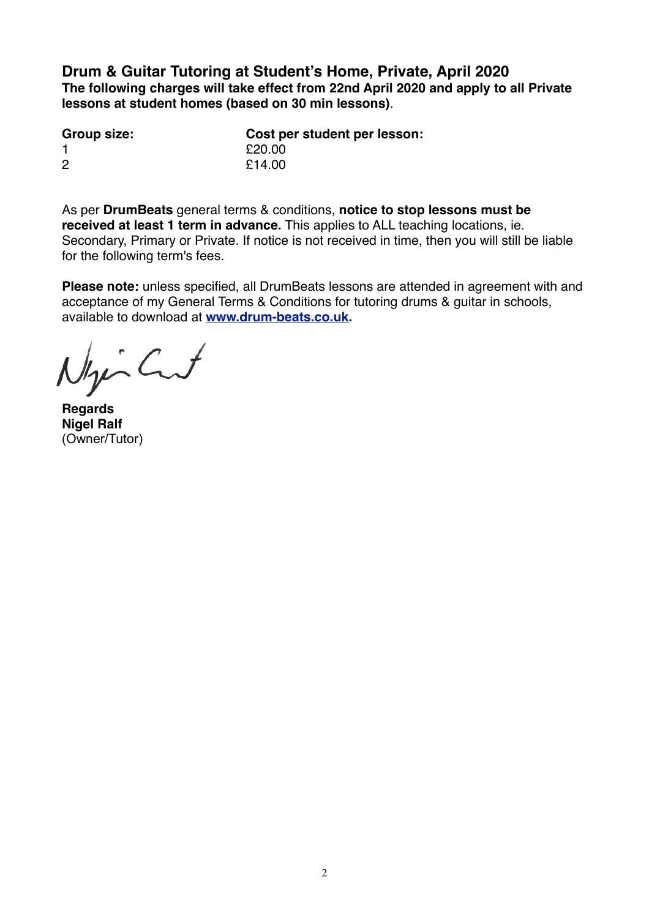## Drum & Guitar Tutoring at Student's Home, Private, April 2020

**The following charges will take effect from 22nd April 2020 and apply to all Private lessons at student homes (based on 30 min lessons)**.

| Group size: | Cost per student per lesson: |
|---|---|
| 1 | £20.00 |
| 2 | £14.00 |

As per **DrumBeats** general terms & conditions, **notice to stop lessons must be received at least 1 term in advance.** This applies to ALL teaching locations, ie. Secondary, Primary or Private. If notice is not received in time, then you will still be liable for the following term's fees.

**Please note:** unless specified, all DrumBeats lessons are attended in agreement with and acceptance of my General Terms & Conditions for tutoring drums & guitar in schools, available to download at **[www.drum-beats.co.uk](http://www.drum-beats.co.uk).**

**Regards**
**Nigel Ralf**
(Owner/Tutor)